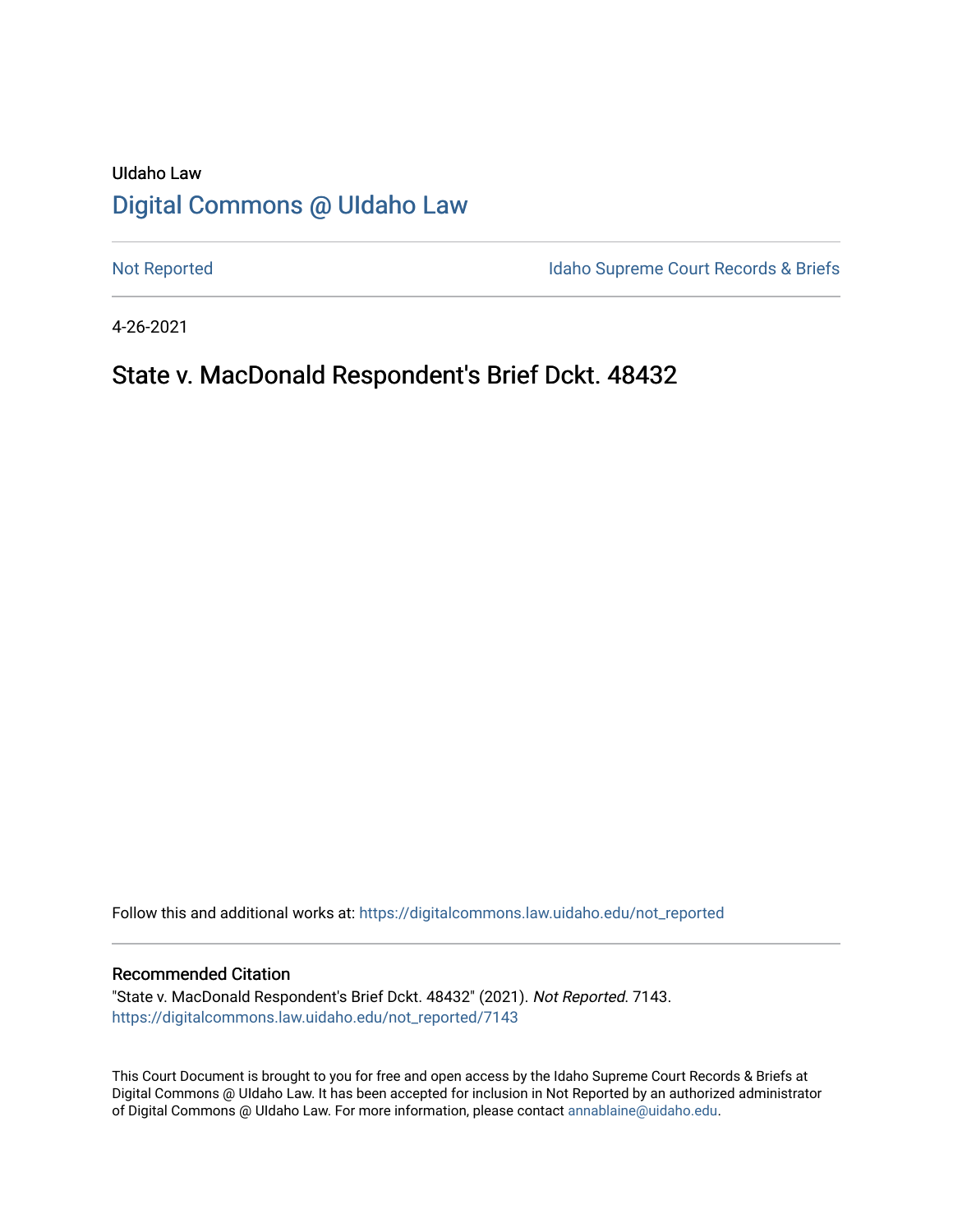UIdaho Law

# [Digital Commons @ UIdaho Law](https://digitalcommons.law.uidaho.edu/)

[Not Reported](https://digitalcommons.law.uidaho.edu/not_reported) | [Idaho Supreme Court Records & Briefs](https://digitalcommons.law.uidaho.edu/isc_records_briefs)

4-26-2021

## State v. MacDonald Respondent's Brief Dckt. 48432

Follow this and additional works at: https://digitalcommons.law.uidaho.edu/not_reported

### Recommended Citation

"State v. MacDonald Respondent's Brief Dckt. 48432" (2021). *Not Reported*. 7143.
https://digitalcommons.law.uidaho.edu/not_reported/7143

This Court Document is brought to you for free and open access by the Idaho Supreme Court Records & Briefs at Digital Commons @ UIdaho Law. It has been accepted for inclusion in Not Reported by an authorized administrator of Digital Commons @ UIdaho Law. For more information, please contact annablaine@uidaho.edu.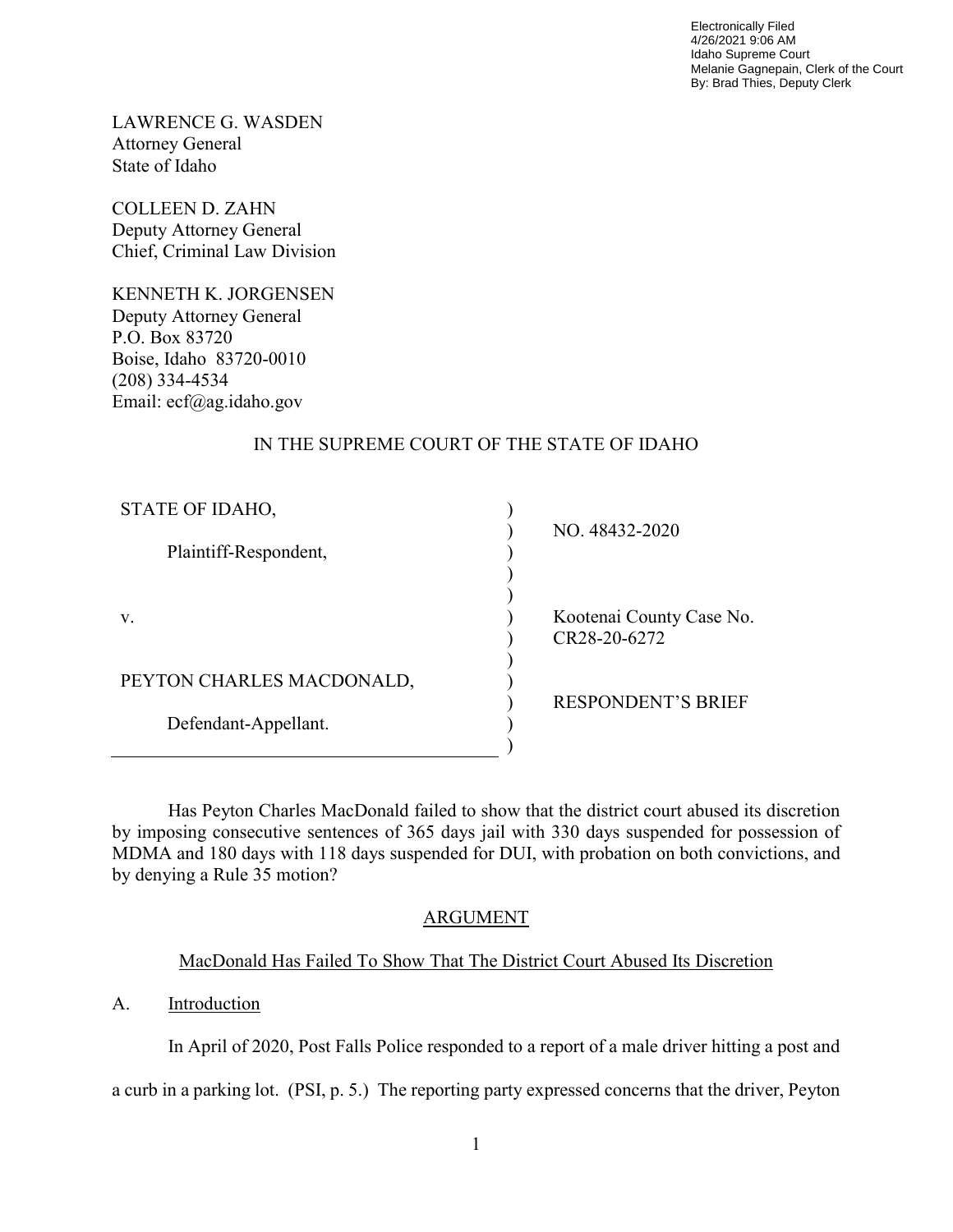Electronically Filed
4/26/2021 9:06 AM
Idaho Supreme Court
Melanie Gagnepain, Clerk of the Court
By: Brad Thies, Deputy Clerk

LAWRENCE G. WASDEN
Attorney General
State of Idaho

COLLEEN D. ZAHN
Deputy Attorney General
Chief, Criminal Law Division

KENNETH K. JORGENSEN
Deputy Attorney General
P.O. Box 83720
Boise, Idaho 83720-0010
(208) 334-4534
Email: ecf@ag.idaho.gov

IN THE SUPREME COURT OF THE STATE OF IDAHO

| | |
|---|---|
| STATE OF IDAHO,<br><br>Plaintiff-Respondent,<br><br>v.<br><br>PEYTON CHARLES MACDONALD,<br><br>Defendant-Appellant. | NO. 48432-2020<br><br>Kootenai County Case No. CR28-20-6272<br><br>RESPONDENT'S BRIEF |

Has Peyton Charles MacDonald failed to show that the district court abused its discretion by imposing consecutive sentences of 365 days jail with 330 days suspended for possession of MDMA and 180 days with 118 days suspended for DUI, with probation on both convictions, and by denying a Rule 35 motion?

## ARGUMENT

### MacDonald Has Failed To Show That The District Court Abused Its Discretion

#### A. Introduction

In April of 2020, Post Falls Police responded to a report of a male driver hitting a post and a curb in a parking lot. (PSI, p. 5.) The reporting party expressed concerns that the driver, Peyton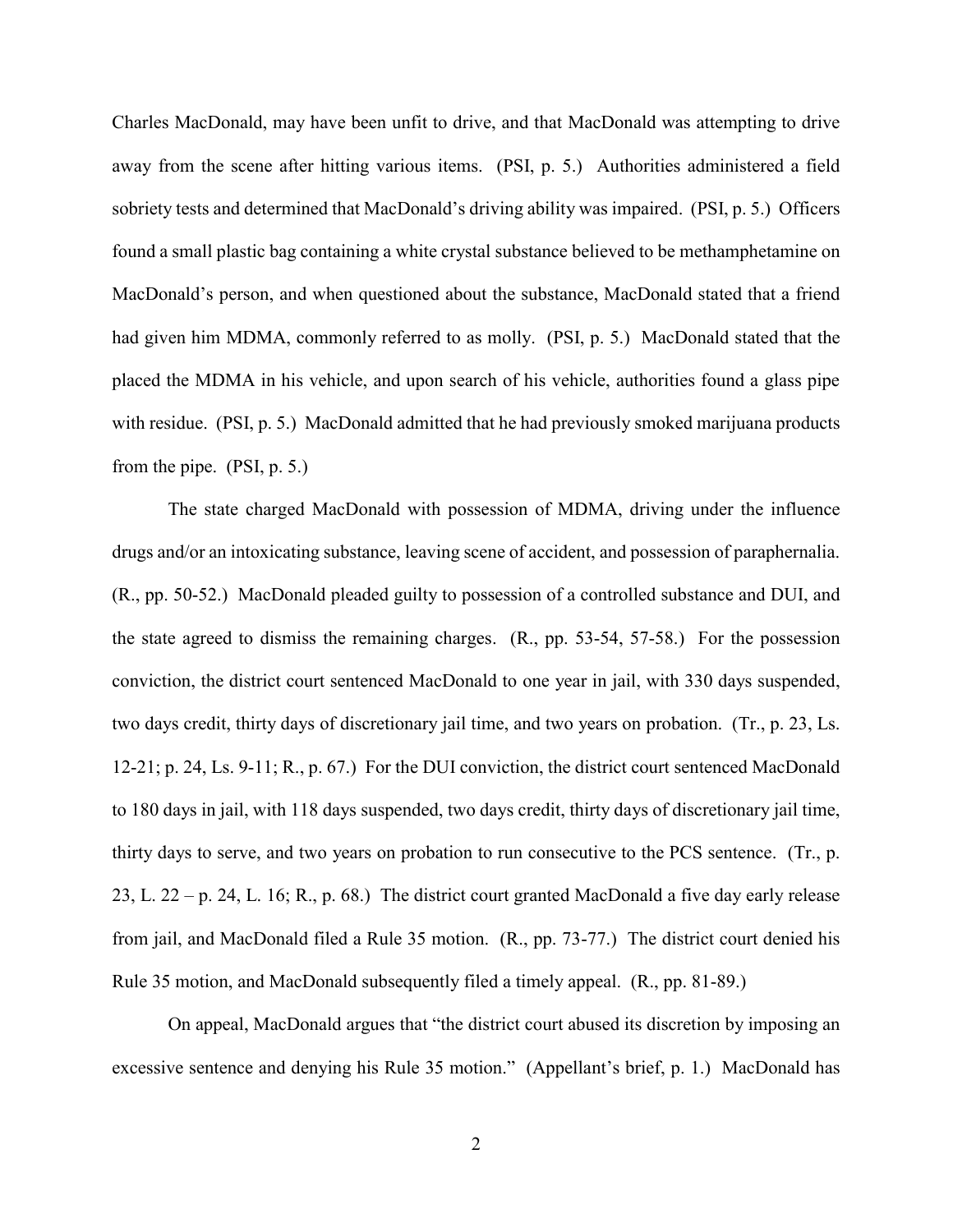Charles MacDonald, may have been unfit to drive, and that MacDonald was attempting to drive away from the scene after hitting various items. (PSI, p. 5.) Authorities administered a field sobriety tests and determined that MacDonald's driving ability was impaired. (PSI, p. 5.) Officers found a small plastic bag containing a white crystal substance believed to be methamphetamine on MacDonald's person, and when questioned about the substance, MacDonald stated that a friend had given him MDMA, commonly referred to as molly. (PSI, p. 5.) MacDonald stated that the placed the MDMA in his vehicle, and upon search of his vehicle, authorities found a glass pipe with residue. (PSI, p. 5.) MacDonald admitted that he had previously smoked marijuana products from the pipe. (PSI, p. 5.)

The state charged MacDonald with possession of MDMA, driving under the influence drugs and/or an intoxicating substance, leaving scene of accident, and possession of paraphernalia. (R., pp. 50-52.) MacDonald pleaded guilty to possession of a controlled substance and DUI, and the state agreed to dismiss the remaining charges. (R., pp. 53-54, 57-58.) For the possession conviction, the district court sentenced MacDonald to one year in jail, with 330 days suspended, two days credit, thirty days of discretionary jail time, and two years on probation. (Tr., p. 23, Ls. 12-21; p. 24, Ls. 9-11; R., p. 67.) For the DUI conviction, the district court sentenced MacDonald to 180 days in jail, with 118 days suspended, two days credit, thirty days of discretionary jail time, thirty days to serve, and two years on probation to run consecutive to the PCS sentence. (Tr., p. 23, L. 22 – p. 24, L. 16; R., p. 68.) The district court granted MacDonald a five day early release from jail, and MacDonald filed a Rule 35 motion. (R., pp. 73-77.) The district court denied his Rule 35 motion, and MacDonald subsequently filed a timely appeal. (R., pp. 81-89.)

On appeal, MacDonald argues that "the district court abused its discretion by imposing an excessive sentence and denying his Rule 35 motion." (Appellant's brief, p. 1.) MacDonald has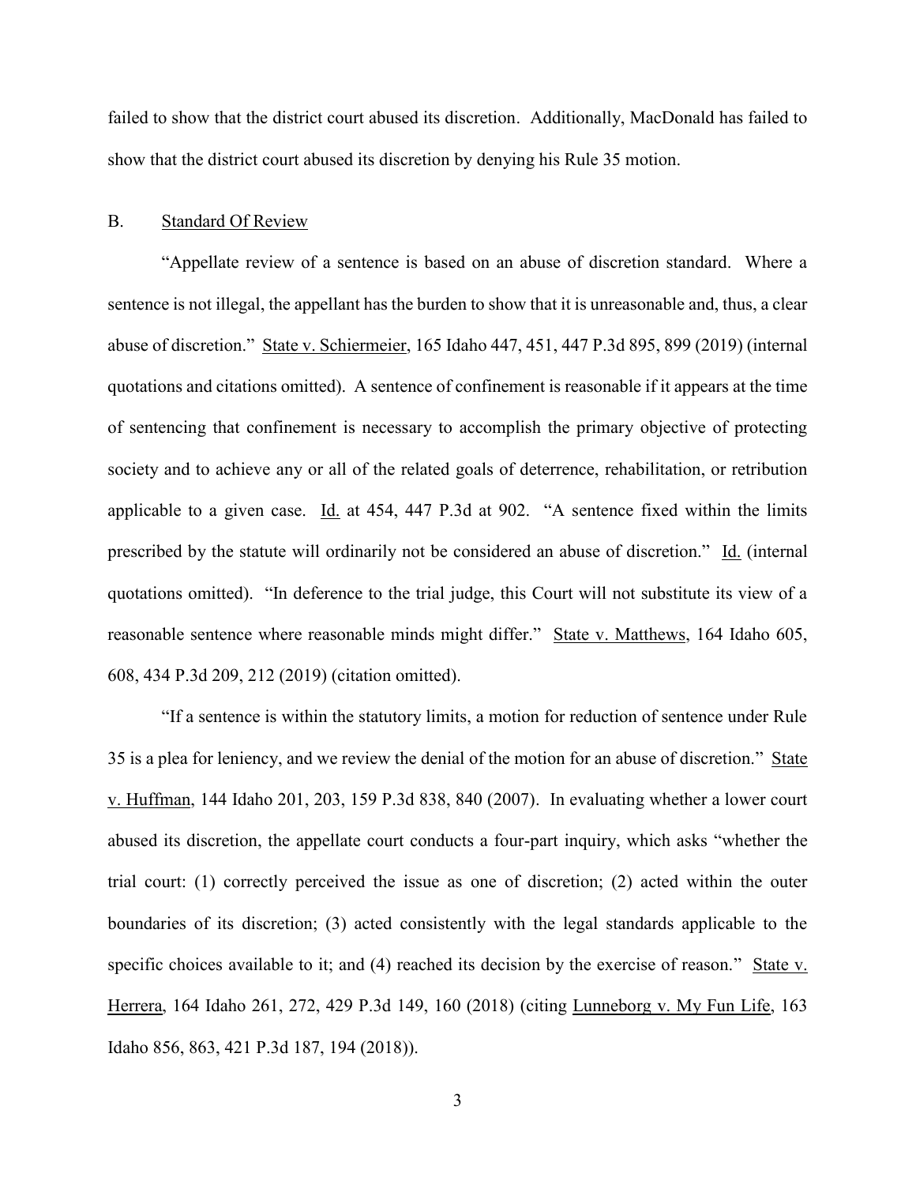failed to show that the district court abused its discretion. Additionally, MacDonald has failed to show that the district court abused its discretion by denying his Rule 35 motion.

## B. Standard Of Review

"Appellate review of a sentence is based on an abuse of discretion standard. Where a sentence is not illegal, the appellant has the burden to show that it is unreasonable and, thus, a clear abuse of discretion." State v. Schiermeier, 165 Idaho 447, 451, 447 P.3d 895, 899 (2019) (internal quotations and citations omitted). A sentence of confinement is reasonable if it appears at the time of sentencing that confinement is necessary to accomplish the primary objective of protecting society and to achieve any or all of the related goals of deterrence, rehabilitation, or retribution applicable to a given case. Id. at 454, 447 P.3d at 902. "A sentence fixed within the limits prescribed by the statute will ordinarily not be considered an abuse of discretion." Id. (internal quotations omitted). "In deference to the trial judge, this Court will not substitute its view of a reasonable sentence where reasonable minds might differ." State v. Matthews, 164 Idaho 605, 608, 434 P.3d 209, 212 (2019) (citation omitted).

"If a sentence is within the statutory limits, a motion for reduction of sentence under Rule 35 is a plea for leniency, and we review the denial of the motion for an abuse of discretion." State v. Huffman, 144 Idaho 201, 203, 159 P.3d 838, 840 (2007). In evaluating whether a lower court abused its discretion, the appellate court conducts a four-part inquiry, which asks "whether the trial court: (1) correctly perceived the issue as one of discretion; (2) acted within the outer boundaries of its discretion; (3) acted consistently with the legal standards applicable to the specific choices available to it; and (4) reached its decision by the exercise of reason." State v. Herrera, 164 Idaho 261, 272, 429 P.3d 149, 160 (2018) (citing Lunneborg v. My Fun Life, 163 Idaho 856, 863, 421 P.3d 187, 194 (2018)).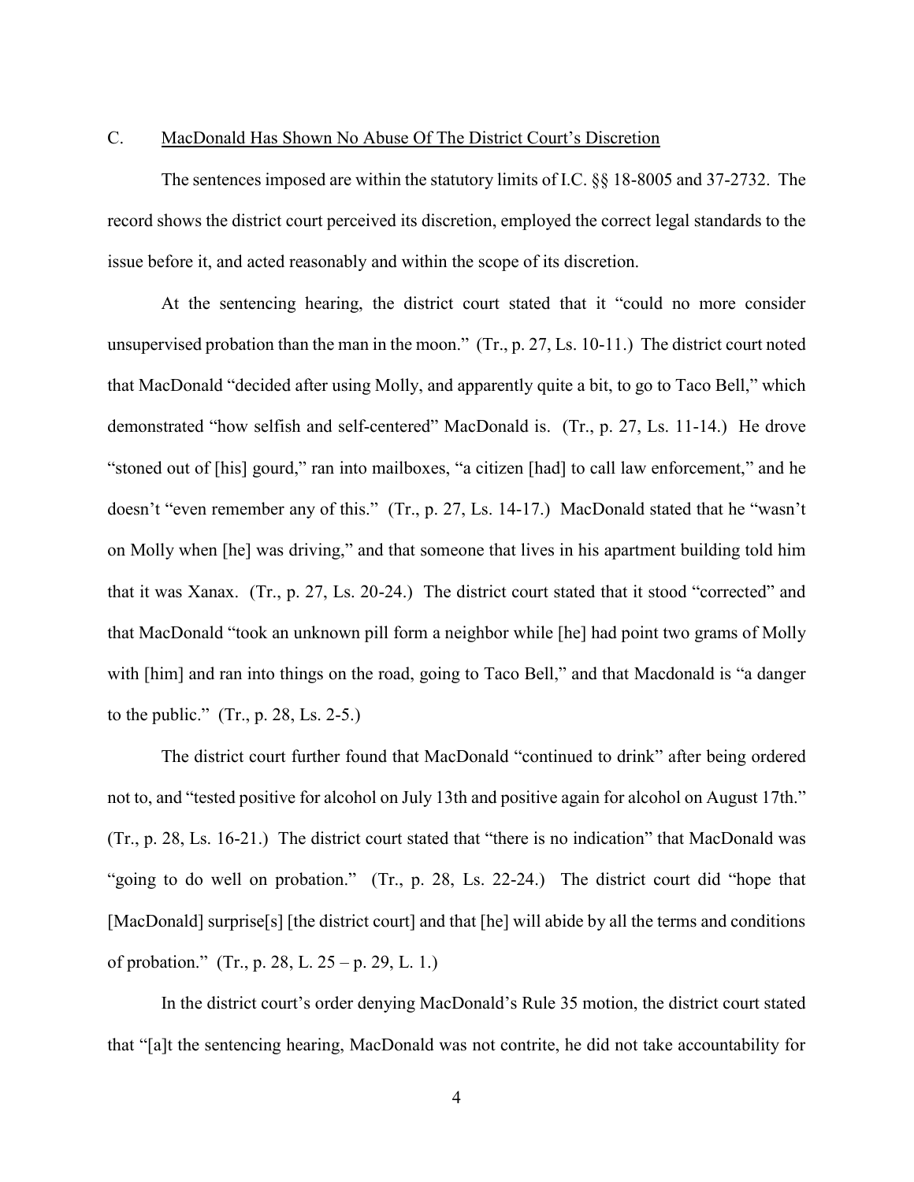### C. <u>MacDonald Has Shown No Abuse Of The District Court's Discretion</u>

The sentences imposed are within the statutory limits of I.C. §§ 18-8005 and 37-2732. The record shows the district court perceived its discretion, employed the correct legal standards to the issue before it, and acted reasonably and within the scope of its discretion.

At the sentencing hearing, the district court stated that it "could no more consider unsupervised probation than the man in the moon." (Tr., p. 27, Ls. 10-11.) The district court noted that MacDonald "decided after using Molly, and apparently quite a bit, to go to Taco Bell," which demonstrated "how selfish and self-centered" MacDonald is. (Tr., p. 27, Ls. 11-14.) He drove "stoned out of [his] gourd," ran into mailboxes, "a citizen [had] to call law enforcement," and he doesn't "even remember any of this." (Tr., p. 27, Ls. 14-17.) MacDonald stated that he "wasn't on Molly when [he] was driving," and that someone that lives in his apartment building told him that it was Xanax. (Tr., p. 27, Ls. 20-24.) The district court stated that it stood "corrected" and that MacDonald "took an unknown pill form a neighbor while [he] had point two grams of Molly with [him] and ran into things on the road, going to Taco Bell," and that Macdonald is "a danger to the public." (Tr., p. 28, Ls. 2-5.)

The district court further found that MacDonald "continued to drink" after being ordered not to, and "tested positive for alcohol on July 13th and positive again for alcohol on August 17th." (Tr., p. 28, Ls. 16-21.) The district court stated that "there is no indication" that MacDonald was "going to do well on probation." (Tr., p. 28, Ls. 22-24.) The district court did "hope that [MacDonald] surprise[s] [the district court] and that [he] will abide by all the terms and conditions of probation." (Tr., p. 28, L. 25 – p. 29, L. 1.)

In the district court's order denying MacDonald's Rule 35 motion, the district court stated that "[a]t the sentencing hearing, MacDonald was not contrite, he did not take accountability for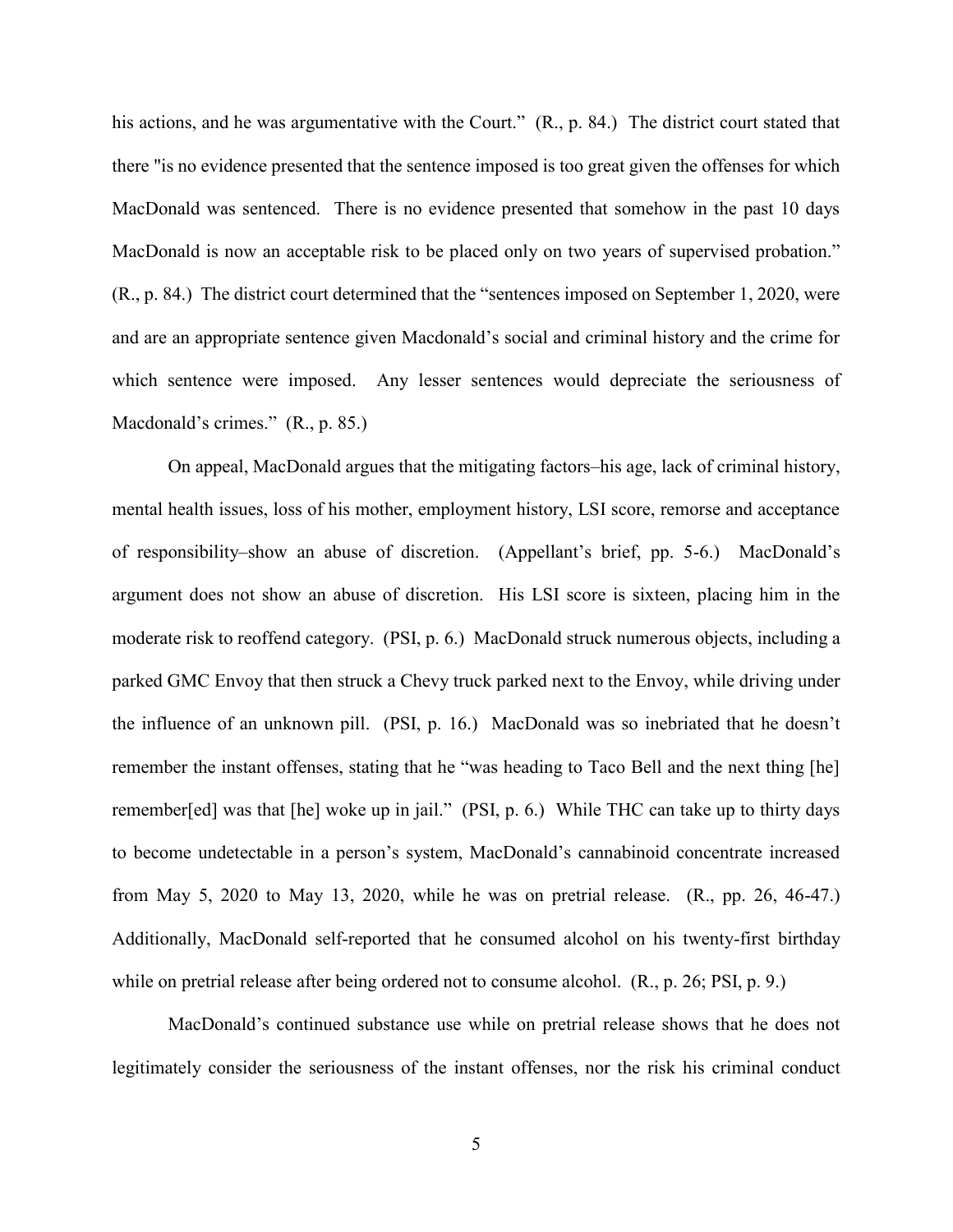his actions, and he was argumentative with the Court." (R., p. 84.) The district court stated that there "is no evidence presented that the sentence imposed is too great given the offenses for which MacDonald was sentenced. There is no evidence presented that somehow in the past 10 days MacDonald is now an acceptable risk to be placed only on two years of supervised probation." (R., p. 84.) The district court determined that the "sentences imposed on September 1, 2020, were and are an appropriate sentence given Macdonald's social and criminal history and the crime for which sentence were imposed. Any lesser sentences would depreciate the seriousness of Macdonald's crimes." (R., p. 85.)

On appeal, MacDonald argues that the mitigating factors–his age, lack of criminal history, mental health issues, loss of his mother, employment history, LSI score, remorse and acceptance of responsibility–show an abuse of discretion. (Appellant's brief, pp. 5-6.) MacDonald's argument does not show an abuse of discretion. His LSI score is sixteen, placing him in the moderate risk to reoffend category. (PSI, p. 6.) MacDonald struck numerous objects, including a parked GMC Envoy that then struck a Chevy truck parked next to the Envoy, while driving under the influence of an unknown pill. (PSI, p. 16.) MacDonald was so inebriated that he doesn't remember the instant offenses, stating that he "was heading to Taco Bell and the next thing [he] remember[ed] was that [he] woke up in jail." (PSI, p. 6.) While THC can take up to thirty days to become undetectable in a person's system, MacDonald's cannabinoid concentrate increased from May 5, 2020 to May 13, 2020, while he was on pretrial release. (R., pp. 26, 46-47.) Additionally, MacDonald self-reported that he consumed alcohol on his twenty-first birthday while on pretrial release after being ordered not to consume alcohol. (R., p. 26; PSI, p. 9.)

MacDonald's continued substance use while on pretrial release shows that he does not legitimately consider the seriousness of the instant offenses, nor the risk his criminal conduct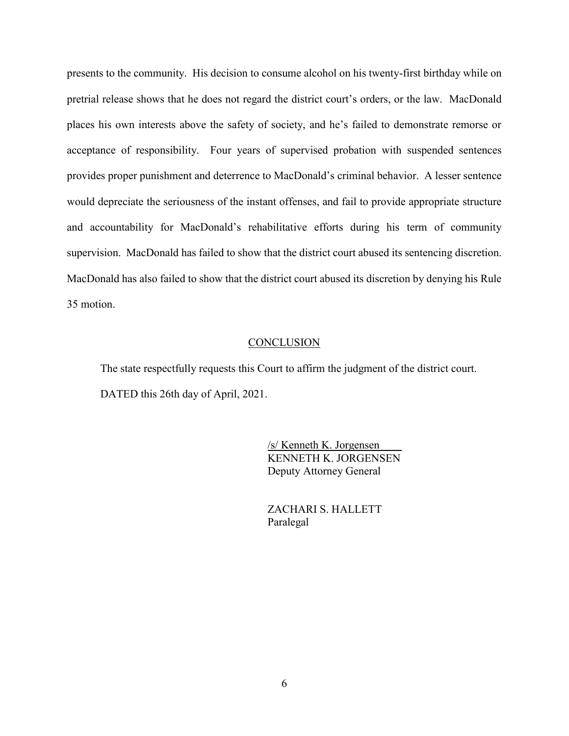presents to the community. His decision to consume alcohol on his twenty-first birthday while on pretrial release shows that he does not regard the district court's orders, or the law. MacDonald places his own interests above the safety of society, and he's failed to demonstrate remorse or acceptance of responsibility. Four years of supervised probation with suspended sentences provides proper punishment and deterrence to MacDonald's criminal behavior. A lesser sentence would depreciate the seriousness of the instant offenses, and fail to provide appropriate structure and accountability for MacDonald's rehabilitative efforts during his term of community supervision. MacDonald has failed to show that the district court abused its sentencing discretion. MacDonald has also failed to show that the district court abused its discretion by denying his Rule 35 motion.

## CONCLUSION

The state respectfully requests this Court to affirm the judgment of the district court.

DATED this 26th day of April, 2021.

/s/ Kenneth K. Jorgensen
KENNETH K. JORGENSEN
Deputy Attorney General

ZACHARI S. HALLETT
Paralegal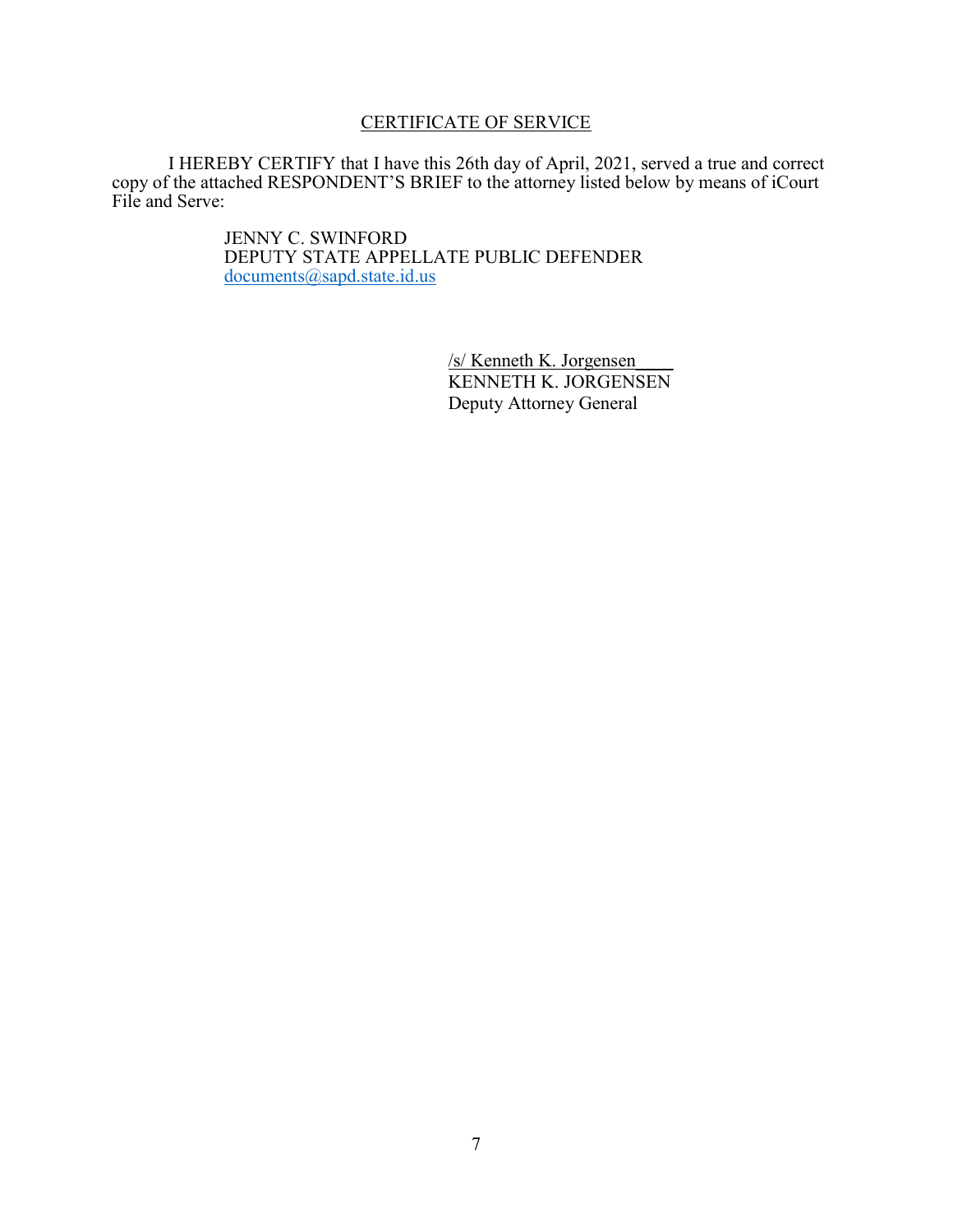## CERTIFICATE OF SERVICE

I HEREBY CERTIFY that I have this 26th day of April, 2021, served a true and correct copy of the attached RESPONDENT'S BRIEF to the attorney listed below by means of iCourt File and Serve:

JENNY C. SWINFORD
DEPUTY STATE APPELLATE PUBLIC DEFENDER
documents@sapd.state.id.us

/s/ Kenneth K. Jorgensen
KENNETH K. JORGENSEN
Deputy Attorney General